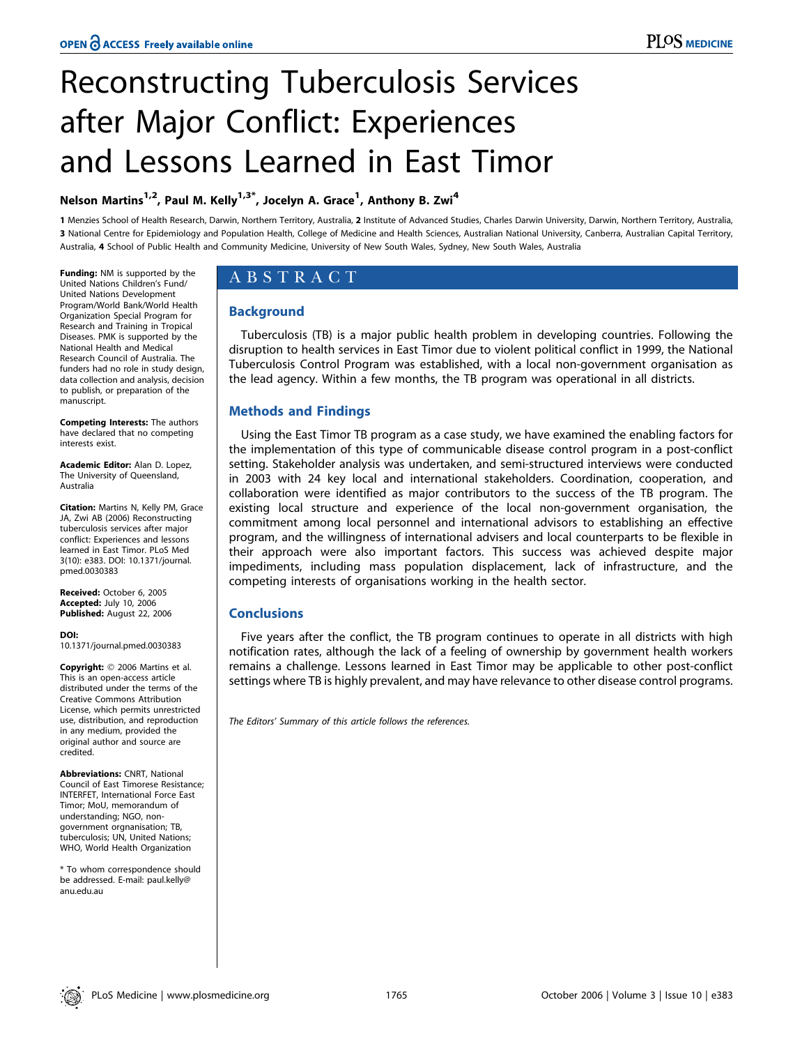# Reconstructing Tuberculosis Services after Major Conflict: Experiences and Lessons Learned in East Timor

**Nelson Martins[1,2], Paul M. Kelly[1,3*], Jocelyn A. Grace[1], Anthony B. Zwi[4]**

1 Menzies School of Health Research, Darwin, Northern Territory, Australia, 2 Institute of Advanced Studies, Charles Darwin University, Darwin, Northern Territory, Australia, 3 National Centre for Epidemiology and Population Health, College of Medicine and Health Sciences, Australian National University, Canberra, Australian Capital Territory, Australia, 4 School of Public Health and Community Medicine, University of New South Wales, Sydney, New South Wales, Australia

## ABSTRACT

### Background

Tuberculosis (TB) is a major public health problem in developing countries. Following the disruption to health services in East Timor due to violent political conflict in 1999, the National Tuberculosis Control Program was established, with a local non-government organisation as the lead agency. Within a few months, the TB program was operational in all districts.

### Methods and Findings

Using the East Timor TB program as a case study, we have examined the enabling factors for the implementation of this type of communicable disease control program in a post-conflict setting. Stakeholder analysis was undertaken, and semi-structured interviews were conducted in 2003 with 24 key local and international stakeholders. Coordination, cooperation, and collaboration were identified as major contributors to the success of the TB program. The existing local structure and experience of the local non-government organisation, the commitment among local personnel and international advisors to establishing an effective program, and the willingness of international advisers and local counterparts to be flexible in their approach were also important factors. This success was achieved despite major impediments, including mass population displacement, lack of infrastructure, and the competing interests of organisations working in the health sector.

### Conclusions

Five years after the conflict, the TB program continues to operate in all districts with high notification rates, although the lack of a feeling of ownership by government health workers remains a challenge. Lessons learned in East Timor may be applicable to other post-conflict settings where TB is highly prevalent, and may have relevance to other disease control programs.

*The Editors' Summary of this article follows the references.*

**Funding:** NM is supported by the United Nations Children's Fund/United Nations Development Program/World Bank/World Health Organization Special Program for Research and Training in Tropical Diseases. PMK is supported by the National Health and Medical Research Council of Australia. The funders had no role in study design, data collection and analysis, decision to publish, or preparation of the manuscript.

**Competing Interests:** The authors have declared that no competing interests exist.

**Academic Editor:** Alan D. Lopez, The University of Queensland, Australia

**Citation:** Martins N, Kelly PM, Grace JA, Zwi AB (2006) Reconstructing tuberculosis services after major conflict: Experiences and lessons learned in East Timor. PLoS Med 3(10): e383. DOI: 10.1371/journal.pmed.0030383

**Received:** October 6, 2005
**Accepted:** July 10, 2006
**Published:** August 22, 2006

**DOI:** 10.1371/journal.pmed.0030383

**Copyright:** © 2006 Martins et al. This is an open-access article distributed under the terms of the Creative Commons Attribution License, which permits unrestricted use, distribution, and reproduction in any medium, provided the original author and source are credited.

**Abbreviations:** CNRT, National Council of East Timorese Resistance; INTERFET, International Force East Timor; MoU, memorandum of understanding; NGO, non-government orgnanisation; TB, tuberculosis; UN, United Nations; WHO, World Health Organization

\* To whom correspondence should be addressed. E-mail: paul.kelly@anu.edu.au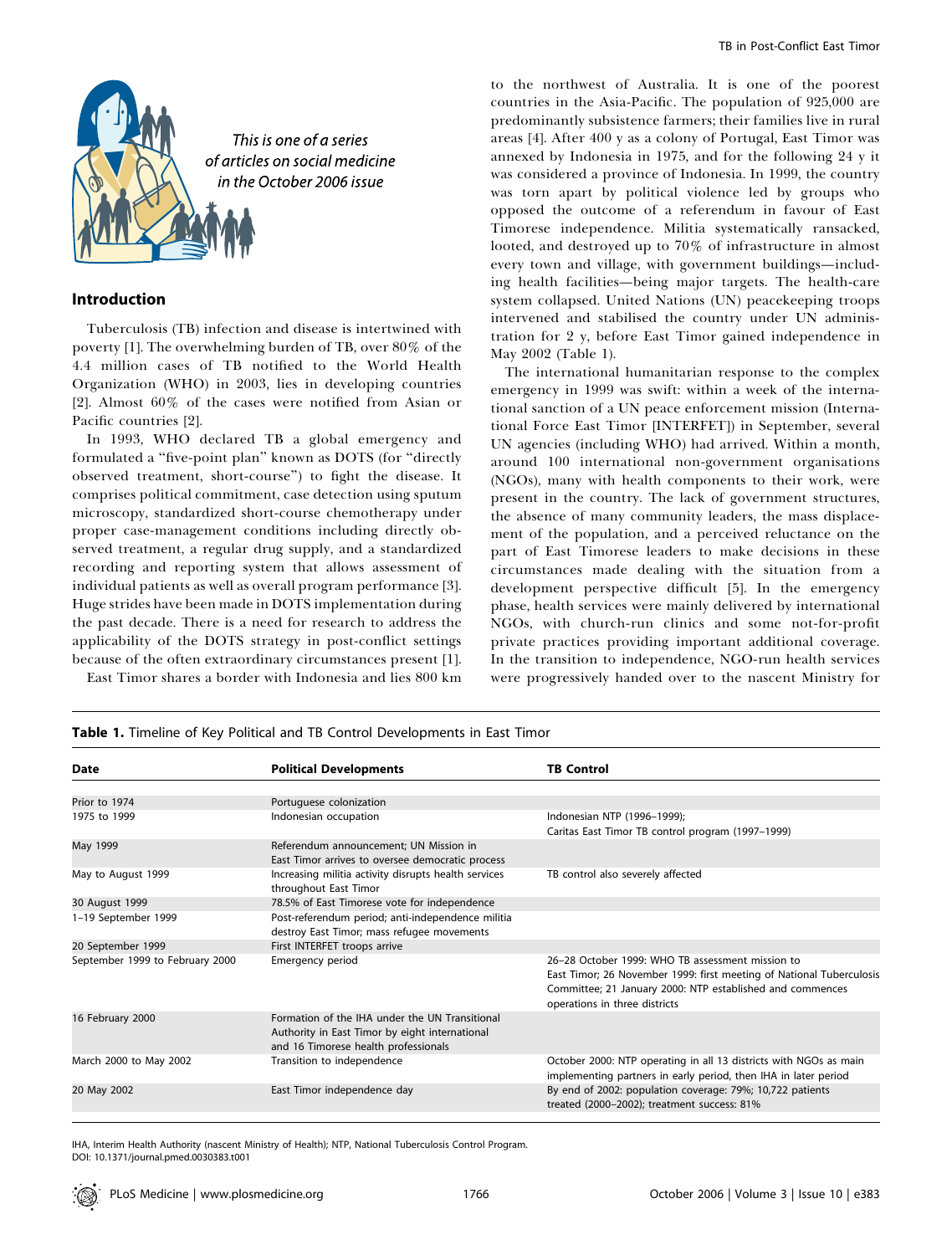This is one of a series of articles on social medicine in the October 2006 issue

## Introduction

Tuberculosis (TB) infection and disease is intertwined with poverty [1]. The overwhelming burden of TB, over 80% of the 4.4 million cases of TB notified to the World Health Organization (WHO) in 2003, lies in developing countries [2]. Almost 60% of the cases were notified from Asian or Pacific countries [2].

In 1993, WHO declared TB a global emergency and formulated a "five-point plan" known as DOTS (for "directly observed treatment, short-course") to fight the disease. It comprises political commitment, case detection using sputum microscopy, standardized short-course chemotherapy under proper case-management conditions including directly observed treatment, a regular drug supply, and a standardized recording and reporting system that allows assessment of individual patients as well as overall program performance [3]. Huge strides have been made in DOTS implementation during the past decade. There is a need for research to address the applicability of the DOTS strategy in post-conflict settings because of the often extraordinary circumstances present [1].

East Timor shares a border with Indonesia and lies 800 km to the northwest of Australia. It is one of the poorest countries in the Asia-Pacific. The population of 925,000 are predominantly subsistence farmers; their families live in rural areas [4]. After 400 y as a colony of Portugal, East Timor was annexed by Indonesia in 1975, and for the following 24 y it was considered a province of Indonesia. In 1999, the country was torn apart by political violence led by groups who opposed the outcome of a referendum in favour of East Timorese independence. Militia systematically ransacked, looted, and destroyed up to 70% of infrastructure in almost every town and village, with government buildings—including health facilities—being major targets. The health-care system collapsed. United Nations (UN) peacekeeping troops intervened and stabilised the country under UN administration for 2 y, before East Timor gained independence in May 2002 (Table 1).

The international humanitarian response to the complex emergency in 1999 was swift: within a week of the international sanction of a UN peace enforcement mission (International Force East Timor [INTERFET]) in September, several UN agencies (including WHO) had arrived. Within a month, around 100 international non-government organisations (NGOs), many with health components to their work, were present in the country. The lack of government structures, the absence of many community leaders, the mass displacement of the population, and a perceived reluctance on the part of East Timorese leaders to make decisions in these circumstances made dealing with the situation from a development perspective difficult [5]. In the emergency phase, health services were mainly delivered by international NGOs, with church-run clinics and some not-for-profit private practices providing important additional coverage. In the transition to independence, NGO-run health services were progressively handed over to the nascent Ministry for

**Table 1.** Timeline of Key Political and TB Control Developments in East Timor

| Date | Political Developments | TB Control |
|---|---|---|
| Prior to 1974 | Portuguese colonization | |
| 1975 to 1999 | Indonesian occupation | Indonesian NTP (1996–1999); Caritas East Timor TB control program (1997–1999) |
| May 1999 | Referendum announcement; UN Mission in East Timor arrives to oversee democratic process | |
| May to August 1999 | Increasing militia activity disrupts health services throughout East Timor | TB control also severely affected |
| 30 August 1999 | 78.5% of East Timorese vote for independence | |
| 1–19 September 1999 | Post-referendum period; anti-independence militia destroy East Timor; mass refugee movements | |
| 20 September 1999 | First INTERFET troops arrive | |
| September 1999 to February 2000 | Emergency period | 26–28 October 1999: WHO TB assessment mission to East Timor; 26 November 1999: first meeting of National Tuberculosis Committee; 21 January 2000: NTP established and commences operations in three districts |
| 16 February 2000 | Formation of the IHA under the UN Transitional Authority in East Timor by eight international and 16 Timorese health professionals | |
| March 2000 to May 2002 | Transition to independence | October 2000: NTP operating in all 13 districts with NGOs as main implementing partners in early period, then IHA in later period |
| 20 May 2002 | East Timor independence day | By end of 2002: population coverage: 79%; 10,722 patients treated (2000–2002); treatment success: 81% |

IHA, Interim Health Authority (nascent Ministry of Health); NTP, National Tuberculosis Control Program.
DOI: 10.1371/journal.pmed.0030383.t001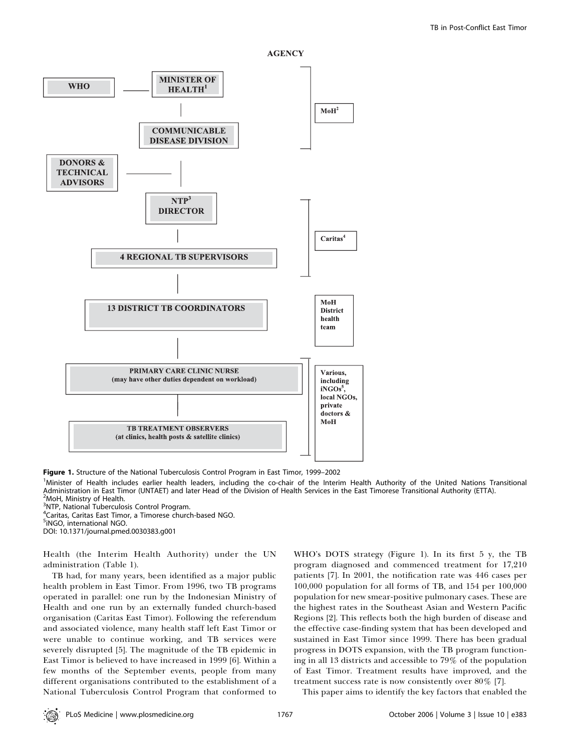**AGENCY**

WHO — MINISTER OF HEALTH[1] (MoH[2])

COMMUNICABLE DISEASE DIVISION (MoH[2])

DONORS & TECHNICAL ADVISORS

NTP[3] DIRECTOR (Caritas[4])

4 REGIONAL TB SUPERVISORS (Caritas[4])

13 DISTRICT TB COORDINATORS (MoH District health team)

PRIMARY CARE CLINIC NURSE (may have other duties dependent on workload) (Various, including iNGOs[5], local NGOs, private doctors & MoH)

TB TREATMENT OBSERVERS (at clinics, health posts & satellite clinics) (Various, including iNGOs[5], local NGOs, private doctors & MoH)

**Figure 1.** Structure of the National Tuberculosis Control Program in East Timor, 1999–2002

[1]Minister of Health includes earlier health leaders, including the co-chair of the Interim Health Authority of the United Nations Transitional Administration in East Timor (UNTAET) and later Head of the Division of Health Services in the East Timorese Transitional Authority (ETTA).
[2]MoH, Ministry of Health.
[3]NTP, National Tuberculosis Control Program.
[4]Caritas, Caritas East Timor, a Timorese church-based NGO.
[5]iNGO, international NGO.
DOI: 10.1371/journal.pmed.0030383.g001

Health (the Interim Health Authority) under the UN administration (Table 1).

TB had, for many years, been identified as a major public health problem in East Timor. From 1996, two TB programs operated in parallel: one run by the Indonesian Ministry of Health and one run by an externally funded church-based organisation (Caritas East Timor). Following the referendum and associated violence, many health staff left East Timor or were unable to continue working, and TB services were severely disrupted [5]. The magnitude of the TB epidemic in East Timor is believed to have increased in 1999 [6]. Within a few months of the September events, people from many different organisations contributed to the establishment of a National Tuberculosis Control Program that conformed to WHO's DOTS strategy (Figure 1). In its first 5 y, the TB program diagnosed and commenced treatment for 17,210 patients [7]. In 2001, the notification rate was 446 cases per 100,000 population for all forms of TB, and 154 per 100,000 population for new smear-positive pulmonary cases. These are the highest rates in the Southeast Asian and Western Pacific Regions [2]. This reflects both the high burden of disease and the effective case-finding system that has been developed and sustained in East Timor since 1999. There has been gradual progress in DOTS expansion, with the TB program functioning in all 13 districts and accessible to 79% of the population of East Timor. Treatment results have improved, and the treatment success rate is now consistently over 80% [7].

This paper aims to identify the key factors that enabled the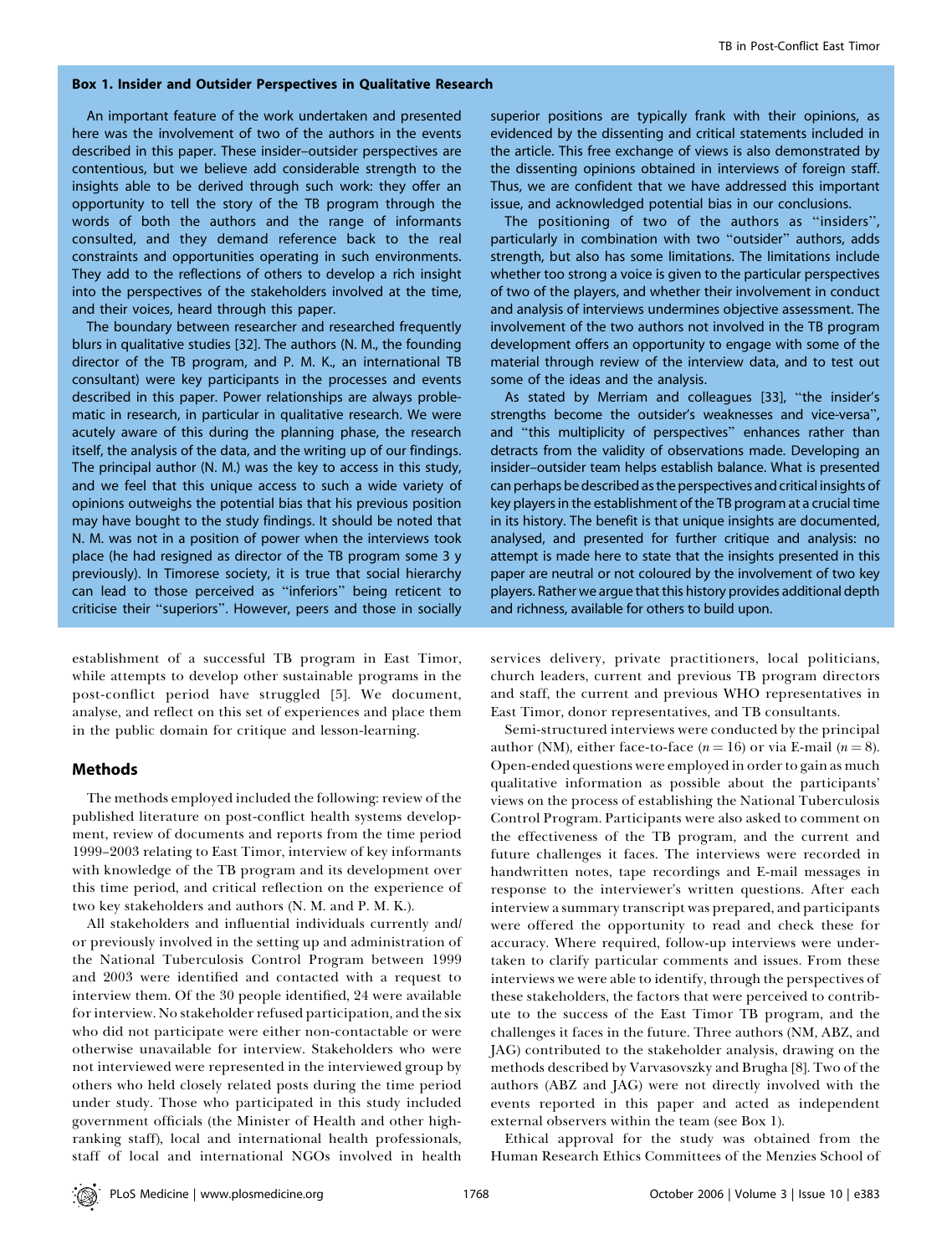### Box 1. Insider and Outsider Perspectives in Qualitative Research

An important feature of the work undertaken and presented here was the involvement of two of the authors in the events described in this paper. These insider–outsider perspectives are contentious, but we believe add considerable strength to the insights able to be derived through such work: they offer an opportunity to tell the story of the TB program through the words of both the authors and the range of informants consulted, and they demand reference back to the real constraints and opportunities operating in such environments. They add to the reflections of others to develop a rich insight into the perspectives of the stakeholders involved at the time, and their voices, heard through this paper.

The boundary between researcher and researched frequently blurs in qualitative studies [32]. The authors (N. M., the founding director of the TB program, and P. M. K., an international TB consultant) were key participants in the processes and events described in this paper. Power relationships are always problematic in research, in particular in qualitative research. We were acutely aware of this during the planning phase, the research itself, the analysis of the data, and the writing up of our findings. The principal author (N. M.) was the key to access in this study, and we feel that this unique access to such a wide variety of opinions outweighs the potential bias that his previous position may have bought to the study findings. It should be noted that N. M. was not in a position of power when the interviews took place (he had resigned as director of the TB program some 3 y previously). In Timorese society, it is true that social hierarchy can lead to those perceived as "inferiors" being reticent to criticise their "superiors". However, peers and those in socially superior positions are typically frank with their opinions, as evidenced by the dissenting and critical statements included in the article. This free exchange of views is also demonstrated by the dissenting opinions obtained in interviews of foreign staff. Thus, we are confident that we have addressed this important issue, and acknowledged potential bias in our conclusions.

The positioning of two of the authors as "insiders", particularly in combination with two "outsider" authors, adds strength, but also has some limitations. The limitations include whether too strong a voice is given to the particular perspectives of two of the players, and whether their involvement in conduct and analysis of interviews undermines objective assessment. The involvement of the two authors not involved in the TB program development offers an opportunity to engage with some of the material through review of the interview data, and to test out some of the ideas and the analysis.

As stated by Merriam and colleagues [33], "the insider's strengths become the outsider's weaknesses and vice-versa", and "this multiplicity of perspectives" enhances rather than detracts from the validity of observations made. Developing an insider–outsider team helps establish balance. What is presented can perhaps be described as the perspectives and critical insights of key players in the establishment of the TB program at a crucial time in its history. The benefit is that unique insights are documented, analysed, and presented for further critique and analysis: no attempt is made here to state that the insights presented in this paper are neutral or not coloured by the involvement of two key players. Rather we argue that this history provides additional depth and richness, available for others to build upon.

establishment of a successful TB program in East Timor, while attempts to develop other sustainable programs in the post-conflict period have struggled [5]. We document, analyse, and reflect on this set of experiences and place them in the public domain for critique and lesson-learning.

## Methods

The methods employed included the following: review of the published literature on post-conflict health systems development, review of documents and reports from the time period 1999–2003 relating to East Timor, interview of key informants with knowledge of the TB program and its development over this time period, and critical reflection on the experience of two key stakeholders and authors (N. M. and P. M. K.).

All stakeholders and influential individuals currently and/or previously involved in the setting up and administration of the National Tuberculosis Control Program between 1999 and 2003 were identified and contacted with a request to interview them. Of the 30 people identified, 24 were available for interview. No stakeholder refused participation, and the six who did not participate were either non-contactable or were otherwise unavailable for interview. Stakeholders who were not interviewed were represented in the interviewed group by others who held closely related posts during the time period under study. Those who participated in this study included government officials (the Minister of Health and other high-ranking staff), local and international health professionals, staff of local and international NGOs involved in health services delivery, private practitioners, local politicians, church leaders, current and previous TB program directors and staff, the current and previous WHO representatives in East Timor, donor representatives, and TB consultants.

Semi-structured interviews were conducted by the principal author (NM), either face-to-face ($n = 16$) or via E-mail ($n = 8$). Open-ended questions were employed in order to gain as much qualitative information as possible about the participants' views on the process of establishing the National Tuberculosis Control Program. Participants were also asked to comment on the effectiveness of the TB program, and the current and future challenges it faces. The interviews were recorded in handwritten notes, tape recordings and E-mail messages in response to the interviewer's written questions. After each interview a summary transcript was prepared, and participants were offered the opportunity to read and check these for accuracy. Where required, follow-up interviews were undertaken to clarify particular comments and issues. From these interviews we were able to identify, through the perspectives of these stakeholders, the factors that were perceived to contribute to the success of the East Timor TB program, and the challenges it faces in the future. Three authors (NM, ABZ, and JAG) contributed to the stakeholder analysis, drawing on the methods described by Varvasovszky and Brugha [8]. Two of the authors (ABZ and JAG) were not directly involved with the events reported in this paper and acted as independent external observers within the team (see Box 1).

Ethical approval for the study was obtained from the Human Research Ethics Committees of the Menzies School of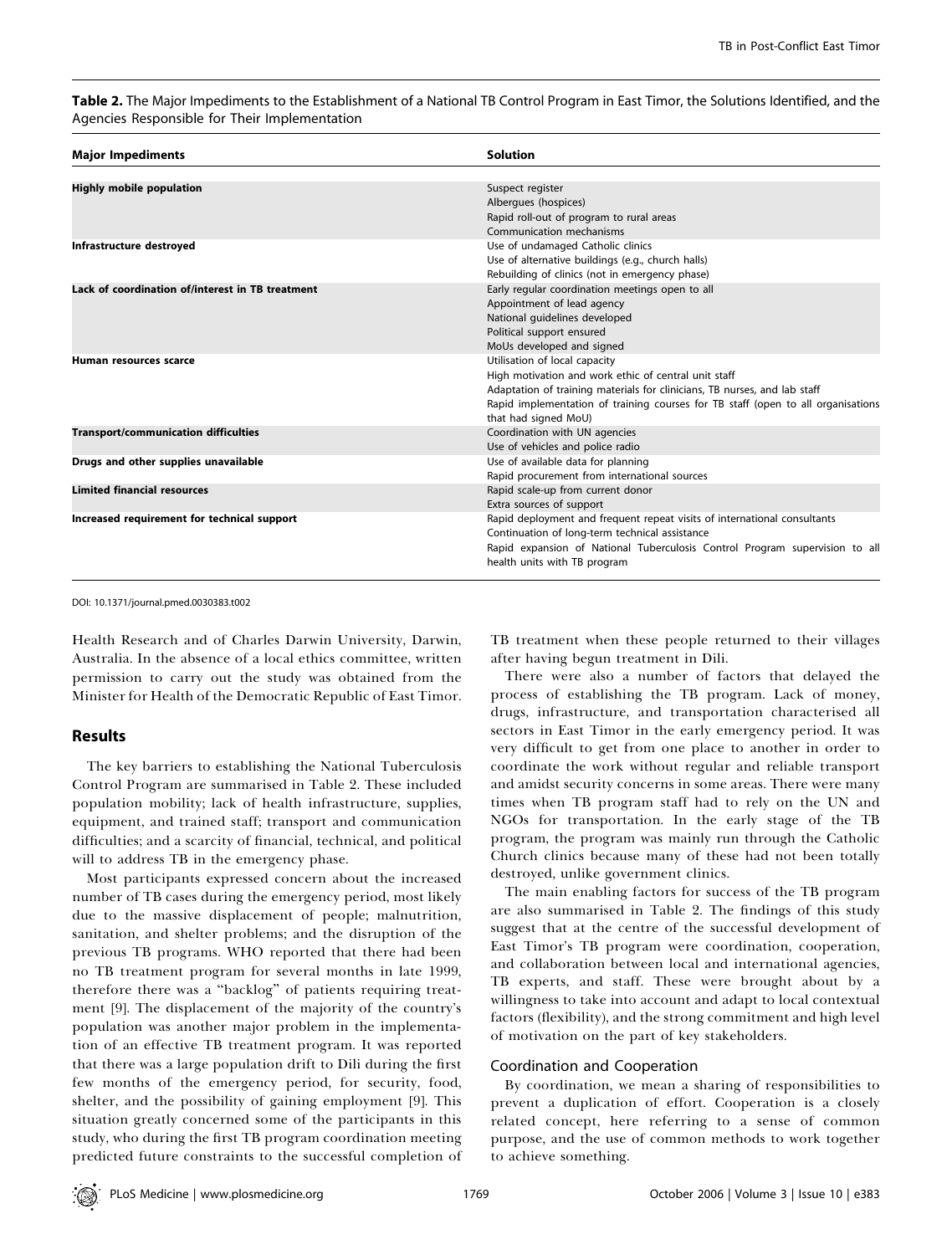**Table 2.** The Major Impediments to the Establishment of a National TB Control Program in East Timor, the Solutions Identified, and the Agencies Responsible for Their Implementation

| Major Impediments | Solution |
| --- | --- |
| **Highly mobile population** | Suspect register<br>Albergues (hospices)<br>Rapid roll-out of program to rural areas<br>Communication mechanisms |
| **Infrastructure destroyed** | Use of undamaged Catholic clinics<br>Use of alternative buildings (e.g., church halls)<br>Rebuilding of clinics (not in emergency phase) |
| **Lack of coordination of/interest in TB treatment** | Early regular coordination meetings open to all<br>Appointment of lead agency<br>National guidelines developed<br>Political support ensured<br>MoUs developed and signed |
| **Human resources scarce** | Utilisation of local capacity<br>High motivation and work ethic of central unit staff<br>Adaptation of training materials for clinicians, TB nurses, and lab staff<br>Rapid implementation of training courses for TB staff (open to all organisations that had signed MoU) |
| **Transport/communication difficulties** | Coordination with UN agencies<br>Use of vehicles and police radio |
| **Drugs and other supplies unavailable** | Use of available data for planning<br>Rapid procurement from international sources |
| **Limited financial resources** | Rapid scale-up from current donor<br>Extra sources of support |
| **Increased requirement for technical support** | Rapid deployment and frequent repeat visits of international consultants<br>Continuation of long-term technical assistance<br>Rapid expansion of National Tuberculosis Control Program supervision to all health units with TB program |

DOI: 10.1371/journal.pmed.0030383.t002

Health Research and of Charles Darwin University, Darwin, Australia. In the absence of a local ethics committee, written permission to carry out the study was obtained from the Minister for Health of the Democratic Republic of East Timor.

## Results

The key barriers to establishing the National Tuberculosis Control Program are summarised in Table 2. These included population mobility; lack of health infrastructure, supplies, equipment, and trained staff; transport and communication difficulties; and a scarcity of financial, technical, and political will to address TB in the emergency phase.

Most participants expressed concern about the increased number of TB cases during the emergency period, most likely due to the massive displacement of people; malnutrition, sanitation, and shelter problems; and the disruption of the previous TB programs. WHO reported that there had been no TB treatment program for several months in late 1999, therefore there was a "backlog" of patients requiring treatment [9]. The displacement of the majority of the country's population was another major problem in the implementation of an effective TB treatment program. It was reported that there was a large population drift to Dili during the first few months of the emergency period, for security, food, shelter, and the possibility of gaining employment [9]. This situation greatly concerned some of the participants in this study, who during the first TB program coordination meeting predicted future constraints to the successful completion of TB treatment when these people returned to their villages after having begun treatment in Dili.

There were also a number of factors that delayed the process of establishing the TB program. Lack of money, drugs, infrastructure, and transportation characterised all sectors in East Timor in the early emergency period. It was very difficult to get from one place to another in order to coordinate the work without regular and reliable transport and amidst security concerns in some areas. There were many times when TB program staff had to rely on the UN and NGOs for transportation. In the early stage of the TB program, the program was mainly run through the Catholic Church clinics because many of these had not been totally destroyed, unlike government clinics.

The main enabling factors for success of the TB program are also summarised in Table 2. The findings of this study suggest that at the centre of the successful development of East Timor's TB program were coordination, cooperation, and collaboration between local and international agencies, TB experts, and staff. These were brought about by a willingness to take into account and adapt to local contextual factors (flexibility), and the strong commitment and high level of motivation on the part of key stakeholders.

### Coordination and Cooperation

By coordination, we mean a sharing of responsibilities to prevent a duplication of effort. Cooperation is a closely related concept, here referring to a sense of common purpose, and the use of common methods to work together to achieve something.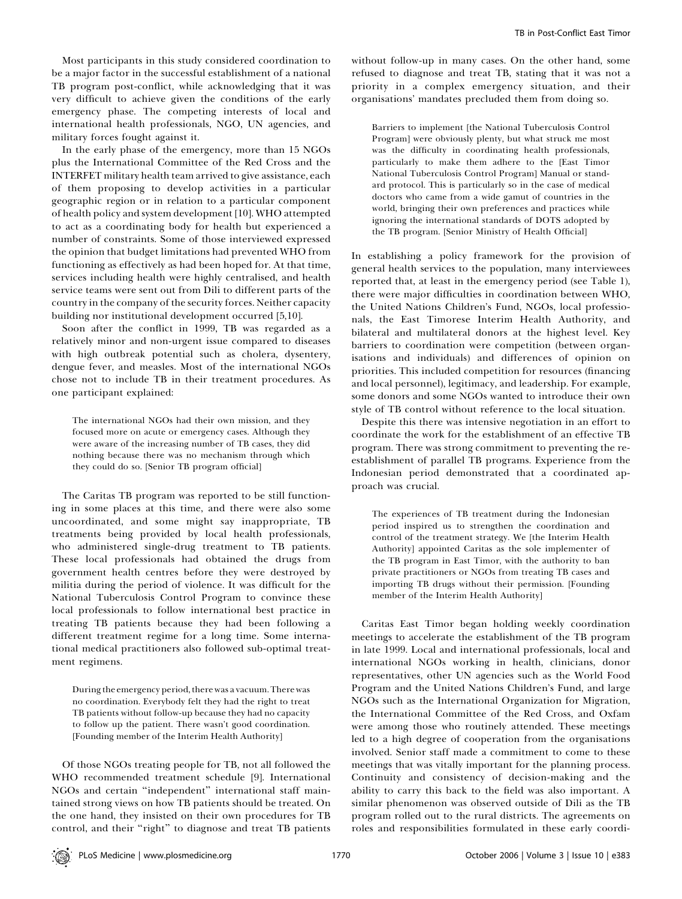Most participants in this study considered coordination to be a major factor in the successful establishment of a national TB program post-conflict, while acknowledging that it was very difficult to achieve given the conditions of the early emergency phase. The competing interests of local and international health professionals, NGO, UN agencies, and military forces fought against it.

In the early phase of the emergency, more than 15 NGOs plus the International Committee of the Red Cross and the INTERFET military health team arrived to give assistance, each of them proposing to develop activities in a particular geographic region or in relation to a particular component of health policy and system development [10]. WHO attempted to act as a coordinating body for health but experienced a number of constraints. Some of those interviewed expressed the opinion that budget limitations had prevented WHO from functioning as effectively as had been hoped for. At that time, services including health were highly centralised, and health service teams were sent out from Dili to different parts of the country in the company of the security forces. Neither capacity building nor institutional development occurred [5,10].

Soon after the conflict in 1999, TB was regarded as a relatively minor and non-urgent issue compared to diseases with high outbreak potential such as cholera, dysentery, dengue fever, and measles. Most of the international NGOs chose not to include TB in their treatment procedures. As one participant explained:

> The international NGOs had their own mission, and they focused more on acute or emergency cases. Although they were aware of the increasing number of TB cases, they did nothing because there was no mechanism through which they could do so. [Senior TB program official]

The Caritas TB program was reported to be still functioning in some places at this time, and there were also some uncoordinated, and some might say inappropriate, TB treatments being provided by local health professionals, who administered single-drug treatment to TB patients. These local professionals had obtained the drugs from government health centres before they were destroyed by militia during the period of violence. It was difficult for the National Tuberculosis Control Program to convince these local professionals to follow international best practice in treating TB patients because they had been following a different treatment regime for a long time. Some international medical practitioners also followed sub-optimal treatment regimens.

> During the emergency period, there was a vacuum. There was no coordination. Everybody felt they had the right to treat TB patients without follow-up because they had no capacity to follow up the patient. There wasn't good coordination. [Founding member of the Interim Health Authority]

Of those NGOs treating people for TB, not all followed the WHO recommended treatment schedule [9]. International NGOs and certain "independent" international staff maintained strong views on how TB patients should be treated. On the one hand, they insisted on their own procedures for TB control, and their "right" to diagnose and treat TB patients without follow-up in many cases. On the other hand, some refused to diagnose and treat TB, stating that it was not a priority in a complex emergency situation, and their organisations' mandates precluded them from doing so.

> Barriers to implement [the National Tuberculosis Control Program] were obviously plenty, but what struck me most was the difficulty in coordinating health professionals, particularly to make them adhere to the [East Timor National Tuberculosis Control Program] Manual or standard protocol. This is particularly so in the case of medical doctors who came from a wide gamut of countries in the world, bringing their own preferences and practices while ignoring the international standards of DOTS adopted by the TB program. [Senior Ministry of Health Official]

In establishing a policy framework for the provision of general health services to the population, many interviewees reported that, at least in the emergency period (see Table 1), there were major difficulties in coordination between WHO, the United Nations Children's Fund, NGOs, local professionals, the East Timorese Interim Health Authority, and bilateral and multilateral donors at the highest level. Key barriers to coordination were competition (between organisations and individuals) and differences of opinion on priorities. This included competition for resources (financing and local personnel), legitimacy, and leadership. For example, some donors and some NGOs wanted to introduce their own style of TB control without reference to the local situation.

Despite this there was intensive negotiation in an effort to coordinate the work for the establishment of an effective TB program. There was strong commitment to preventing the re-establishment of parallel TB programs. Experience from the Indonesian period demonstrated that a coordinated approach was crucial.

> The experiences of TB treatment during the Indonesian period inspired us to strengthen the coordination and control of the treatment strategy. We [the Interim Health Authority] appointed Caritas as the sole implementer of the TB program in East Timor, with the authority to ban private practitioners or NGOs from treating TB cases and importing TB drugs without their permission. [Founding member of the Interim Health Authority]

Caritas East Timor began holding weekly coordination meetings to accelerate the establishment of the TB program in late 1999. Local and international professionals, local and international NGOs working in health, clinicians, donor representatives, other UN agencies such as the World Food Program and the United Nations Children's Fund, and large NGOs such as the International Organization for Migration, the International Committee of the Red Cross, and Oxfam were among those who routinely attended. These meetings led to a high degree of cooperation from the organisations involved. Senior staff made a commitment to come to these meetings that was vitally important for the planning process. Continuity and consistency of decision-making and the ability to carry this back to the field was also important. A similar phenomenon was observed outside of Dili as the TB program rolled out to the rural districts. The agreements on roles and responsibilities formulated in these early coordi-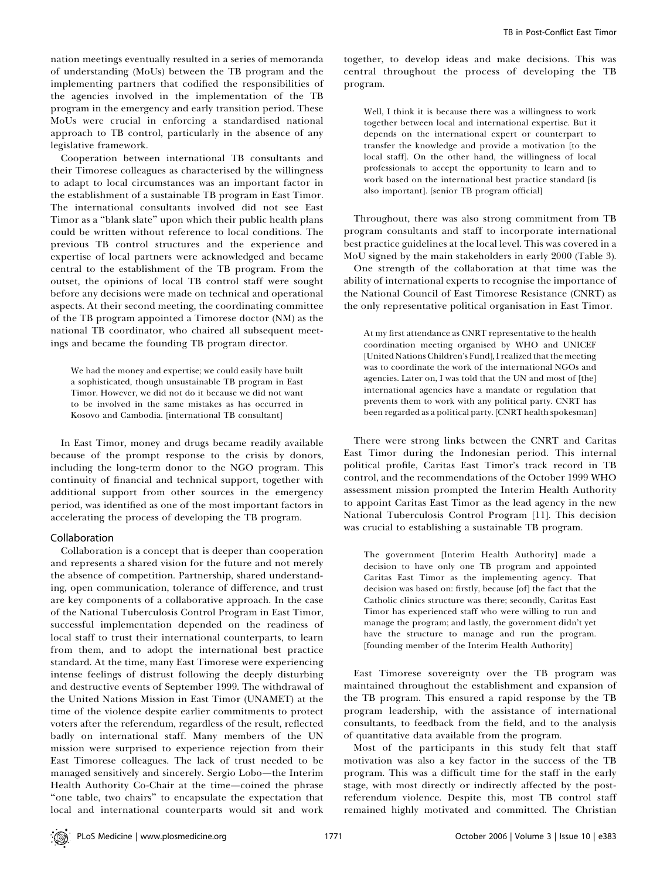nation meetings eventually resulted in a series of memoranda of understanding (MoUs) between the TB program and the implementing partners that codified the responsibilities of the agencies involved in the implementation of the TB program in the emergency and early transition period. These MoUs were crucial in enforcing a standardised national approach to TB control, particularly in the absence of any legislative framework.

Cooperation between international TB consultants and their Timorese colleagues as characterised by the willingness to adapt to local circumstances was an important factor in the establishment of a sustainable TB program in East Timor. The international consultants involved did not see East Timor as a "blank slate" upon which their public health plans could be written without reference to local conditions. The previous TB control structures and the experience and expertise of local partners were acknowledged and became central to the establishment of the TB program. From the outset, the opinions of local TB control staff were sought before any decisions were made on technical and operational aspects. At their second meeting, the coordinating committee of the TB program appointed a Timorese doctor (NM) as the national TB coordinator, who chaired all subsequent meetings and became the founding TB program director.

> We had the money and expertise; we could easily have built a sophisticated, though unsustainable TB program in East Timor. However, we did not do it because we did not want to be involved in the same mistakes as has occurred in Kosovo and Cambodia. [international TB consultant]

In East Timor, money and drugs became readily available because of the prompt response to the crisis by donors, including the long-term donor to the NGO program. This continuity of financial and technical support, together with additional support from other sources in the emergency period, was identified as one of the most important factors in accelerating the process of developing the TB program.

### Collaboration

Collaboration is a concept that is deeper than cooperation and represents a shared vision for the future and not merely the absence of competition. Partnership, shared understanding, open communication, tolerance of difference, and trust are key components of a collaborative approach. In the case of the National Tuberculosis Control Program in East Timor, successful implementation depended on the readiness of local staff to trust their international counterparts, to learn from them, and to adopt the international best practice standard. At the time, many East Timorese were experiencing intense feelings of distrust following the deeply disturbing and destructive events of September 1999. The withdrawal of the United Nations Mission in East Timor (UNAMET) at the time of the violence despite earlier commitments to protect voters after the referendum, regardless of the result, reflected badly on international staff. Many members of the UN mission were surprised to experience rejection from their East Timorese colleagues. The lack of trust needed to be managed sensitively and sincerely. Sergio Lobo—the Interim Health Authority Co-Chair at the time—coined the phrase "one table, two chairs" to encapsulate the expectation that local and international counterparts would sit and work together, to develop ideas and make decisions. This was central throughout the process of developing the TB program.

> Well, I think it is because there was a willingness to work together between local and international expertise. But it depends on the international expert or counterpart to transfer the knowledge and provide a motivation [to the local staff]. On the other hand, the willingness of local professionals to accept the opportunity to learn and to work based on the international best practice standard [is also important]. [senior TB program official]

Throughout, there was also strong commitment from TB program consultants and staff to incorporate international best practice guidelines at the local level. This was covered in a MoU signed by the main stakeholders in early 2000 (Table 3).

One strength of the collaboration at that time was the ability of international experts to recognise the importance of the National Council of East Timorese Resistance (CNRT) as the only representative political organisation in East Timor.

> At my first attendance as CNRT representative to the health coordination meeting organised by WHO and UNICEF [United Nations Children's Fund], I realized that the meeting was to coordinate the work of the international NGOs and agencies. Later on, I was told that the UN and most of [the] international agencies have a mandate or regulation that prevents them to work with any political party. CNRT has been regarded as a political party. [CNRT health spokesman]

There were strong links between the CNRT and Caritas East Timor during the Indonesian period. This internal political profile, Caritas East Timor's track record in TB control, and the recommendations of the October 1999 WHO assessment mission prompted the Interim Health Authority to appoint Caritas East Timor as the lead agency in the new National Tuberculosis Control Program [11]. This decision was crucial to establishing a sustainable TB program.

> The government [Interim Health Authority] made a decision to have only one TB program and appointed Caritas East Timor as the implementing agency. That decision was based on: firstly, because [of] the fact that the Catholic clinics structure was there; secondly, Caritas East Timor has experienced staff who were willing to run and manage the program; and lastly, the government didn't yet have the structure to manage and run the program. [founding member of the Interim Health Authority]

East Timorese sovereignty over the TB program was maintained throughout the establishment and expansion of the TB program. This ensured a rapid response by the TB program leadership, with the assistance of international consultants, to feedback from the field, and to the analysis of quantitative data available from the program.

Most of the participants in this study felt that staff motivation was also a key factor in the success of the TB program. This was a difficult time for the staff in the early stage, with most directly or indirectly affected by the post-referendum violence. Despite this, most TB control staff remained highly motivated and committed. The Christian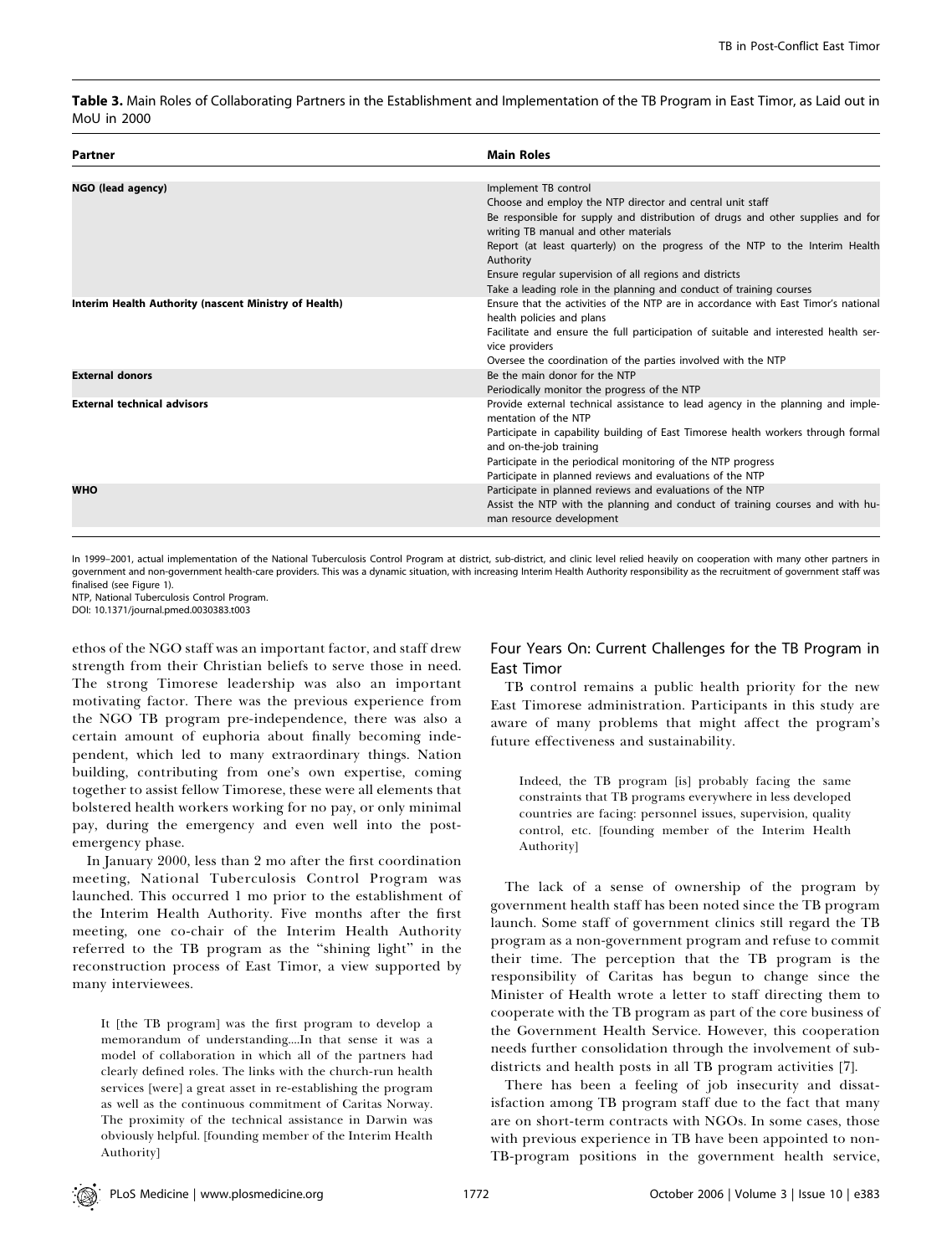**Table 3.** Main Roles of Collaborating Partners in the Establishment and Implementation of the TB Program in East Timor, as Laid out in MoU in 2000

| Partner | Main Roles |
| --- | --- |
| **NGO (lead agency)** | Implement TB control<br>Choose and employ the NTP director and central unit staff<br>Be responsible for supply and distribution of drugs and other supplies and for writing TB manual and other materials<br>Report (at least quarterly) on the progress of the NTP to the Interim Health Authority<br>Ensure regular supervision of all regions and districts<br>Take a leading role in the planning and conduct of training courses |
| **Interim Health Authority (nascent Ministry of Health)** | Ensure that the activities of the NTP are in accordance with East Timor's national health policies and plans<br>Facilitate and ensure the full participation of suitable and interested health service providers<br>Oversee the coordination of the parties involved with the NTP |
| **External donors** | Be the main donor for the NTP<br>Periodically monitor the progress of the NTP |
| **External technical advisors** | Provide external technical assistance to lead agency in the planning and implementation of the NTP<br>Participate in capability building of East Timorese health workers through formal and on-the-job training<br>Participate in the periodical monitoring of the NTP progress<br>Participate in planned reviews and evaluations of the NTP |
| **WHO** | Participate in planned reviews and evaluations of the NTP<br>Assist the NTP with the planning and conduct of training courses and with human resource development |

In 1999–2001, actual implementation of the National Tuberculosis Control Program at district, sub-district, and clinic level relied heavily on cooperation with many other partners in government and non-government health-care providers. This was a dynamic situation, with increasing Interim Health Authority responsibility as the recruitment of government staff was finalised (see Figure 1).
NTP, National Tuberculosis Control Program.
DOI: 10.1371/journal.pmed.0030383.t003

ethos of the NGO staff was an important factor, and staff drew strength from their Christian beliefs to serve those in need. The strong Timorese leadership was also an important motivating factor. There was the previous experience from the NGO TB program pre-independence, there was also a certain amount of euphoria about finally becoming independent, which led to many extraordinary things. Nation building, contributing from one's own expertise, coming together to assist fellow Timorese, these were all elements that bolstered health workers working for no pay, or only minimal pay, during the emergency and even well into the post-emergency phase.

In January 2000, less than 2 mo after the first coordination meeting, National Tuberculosis Control Program was launched. This occurred 1 mo prior to the establishment of the Interim Health Authority. Five months after the first meeting, one co-chair of the Interim Health Authority referred to the TB program as the "shining light" in the reconstruction process of East Timor, a view supported by many interviewees.

> It [the TB program] was the first program to develop a memorandum of understanding....In that sense it was a model of collaboration in which all of the partners had clearly defined roles. The links with the church-run health services [were] a great asset in re-establishing the program as well as the continuous commitment of Caritas Norway. The proximity of the technical assistance in Darwin was obviously helpful. [founding member of the Interim Health Authority]

## Four Years On: Current Challenges for the TB Program in East Timor

TB control remains a public health priority for the new East Timorese administration. Participants in this study are aware of many problems that might affect the program's future effectiveness and sustainability.

> Indeed, the TB program [is] probably facing the same constraints that TB programs everywhere in less developed countries are facing: personnel issues, supervision, quality control, etc. [founding member of the Interim Health Authority]

The lack of a sense of ownership of the program by government health staff has been noted since the TB program launch. Some staff of government clinics still regard the TB program as a non-government program and refuse to commit their time. The perception that the TB program is the responsibility of Caritas has begun to change since the Minister of Health wrote a letter to staff directing them to cooperate with the TB program as part of the core business of the Government Health Service. However, this cooperation needs further consolidation through the involvement of sub-districts and health posts in all TB program activities [7].

There has been a feeling of job insecurity and dissatisfaction among TB program staff due to the fact that many are on short-term contracts with NGOs. In some cases, those with previous experience in TB have been appointed to non-TB-program positions in the government health service,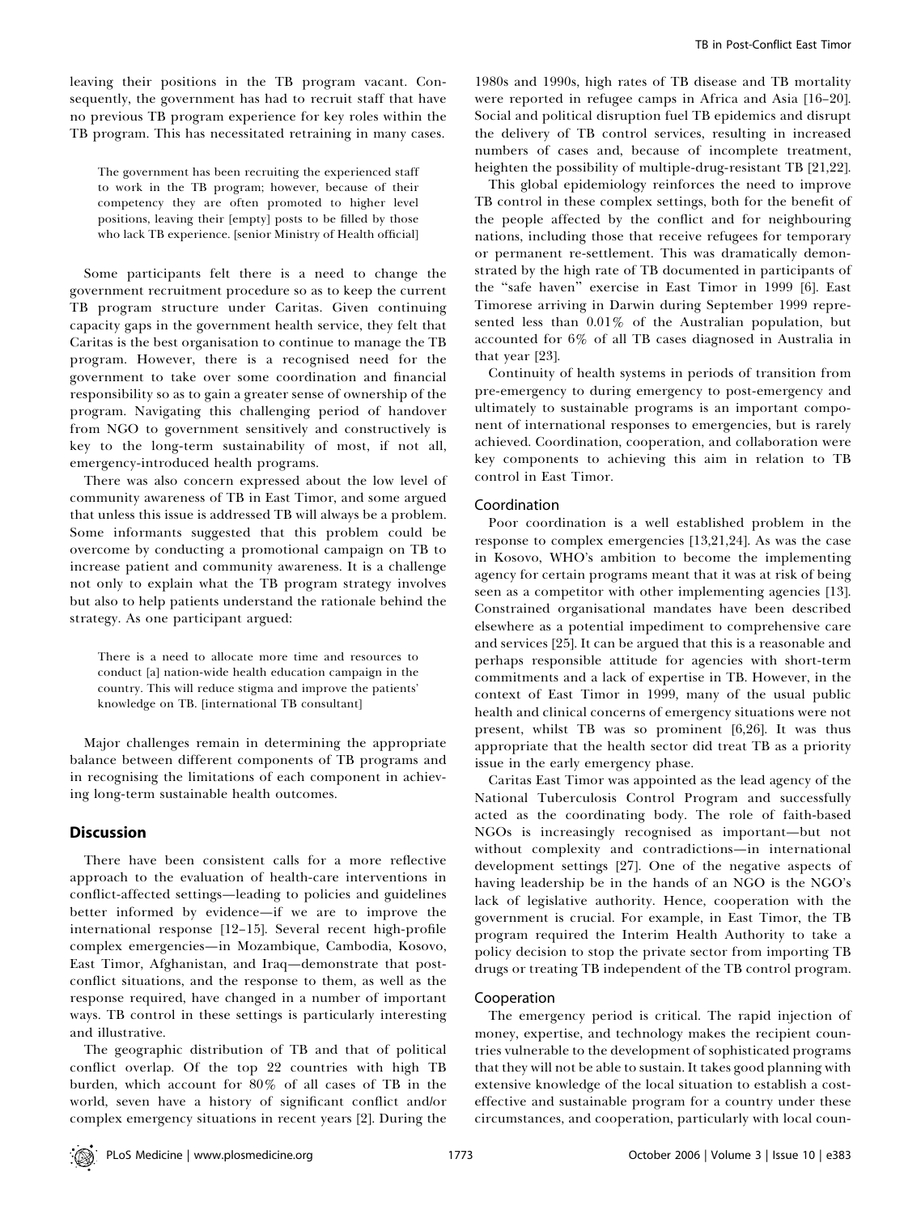leaving their positions in the TB program vacant. Consequently, the government has had to recruit staff that have no previous TB program experience for key roles within the TB program. This has necessitated retraining in many cases.

> The government has been recruiting the experienced staff to work in the TB program; however, because of their competency they are often promoted to higher level positions, leaving their [empty] posts to be filled by those who lack TB experience. [senior Ministry of Health official]

Some participants felt there is a need to change the government recruitment procedure so as to keep the current TB program structure under Caritas. Given continuing capacity gaps in the government health service, they felt that Caritas is the best organisation to continue to manage the TB program. However, there is a recognised need for the government to take over some coordination and financial responsibility so as to gain a greater sense of ownership of the program. Navigating this challenging period of handover from NGO to government sensitively and constructively is key to the long-term sustainability of most, if not all, emergency-introduced health programs.

There was also concern expressed about the low level of community awareness of TB in East Timor, and some argued that unless this issue is addressed TB will always be a problem. Some informants suggested that this problem could be overcome by conducting a promotional campaign on TB to increase patient and community awareness. It is a challenge not only to explain what the TB program strategy involves but also to help patients understand the rationale behind the strategy. As one participant argued:

> There is a need to allocate more time and resources to conduct [a] nation-wide health education campaign in the country. This will reduce stigma and improve the patients' knowledge on TB. [international TB consultant]

Major challenges remain in determining the appropriate balance between different components of TB programs and in recognising the limitations of each component in achieving long-term sustainable health outcomes.

## Discussion

There have been consistent calls for a more reflective approach to the evaluation of health-care interventions in conflict-affected settings—leading to policies and guidelines better informed by evidence—if we are to improve the international response [12–15]. Several recent high-profile complex emergencies—in Mozambique, Cambodia, Kosovo, East Timor, Afghanistan, and Iraq—demonstrate that post-conflict situations, and the response to them, as well as the response required, have changed in a number of important ways. TB control in these settings is particularly interesting and illustrative.

The geographic distribution of TB and that of political conflict overlap. Of the top 22 countries with high TB burden, which account for 80% of all cases of TB in the world, seven have a history of significant conflict and/or complex emergency situations in recent years [2]. During the 1980s and 1990s, high rates of TB disease and TB mortality were reported in refugee camps in Africa and Asia [16–20]. Social and political disruption fuel TB epidemics and disrupt the delivery of TB control services, resulting in increased numbers of cases and, because of incomplete treatment, heighten the possibility of multiple-drug-resistant TB [21,22].

This global epidemiology reinforces the need to improve TB control in these complex settings, both for the benefit of the people affected by the conflict and for neighbouring nations, including those that receive refugees for temporary or permanent re-settlement. This was dramatically demonstrated by the high rate of TB documented in participants of the "safe haven" exercise in East Timor in 1999 [6]. East Timorese arriving in Darwin during September 1999 represented less than 0.01% of the Australian population, but accounted for 6% of all TB cases diagnosed in Australia in that year [23].

Continuity of health systems in periods of transition from pre-emergency to during emergency to post-emergency and ultimately to sustainable programs is an important component of international responses to emergencies, but is rarely achieved. Coordination, cooperation, and collaboration were key components to achieving this aim in relation to TB control in East Timor.

### Coordination

Poor coordination is a well established problem in the response to complex emergencies [13,21,24]. As was the case in Kosovo, WHO's ambition to become the implementing agency for certain programs meant that it was at risk of being seen as a competitor with other implementing agencies [13]. Constrained organisational mandates have been described elsewhere as a potential impediment to comprehensive care and services [25]. It can be argued that this is a reasonable and perhaps responsible attitude for agencies with short-term commitments and a lack of expertise in TB. However, in the context of East Timor in 1999, many of the usual public health and clinical concerns of emergency situations were not present, whilst TB was so prominent [6,26]. It was thus appropriate that the health sector did treat TB as a priority issue in the early emergency phase.

Caritas East Timor was appointed as the lead agency of the National Tuberculosis Control Program and successfully acted as the coordinating body. The role of faith-based NGOs is increasingly recognised as important—but not without complexity and contradictions—in international development settings [27]. One of the negative aspects of having leadership be in the hands of an NGO is the NGO's lack of legislative authority. Hence, cooperation with the government is crucial. For example, in East Timor, the TB program required the Interim Health Authority to take a policy decision to stop the private sector from importing TB drugs or treating TB independent of the TB control program.

### Cooperation

The emergency period is critical. The rapid injection of money, expertise, and technology makes the recipient countries vulnerable to the development of sophisticated programs that they will not be able to sustain. It takes good planning with extensive knowledge of the local situation to establish a cost-effective and sustainable program for a country under these circumstances, and cooperation, particularly with local coun-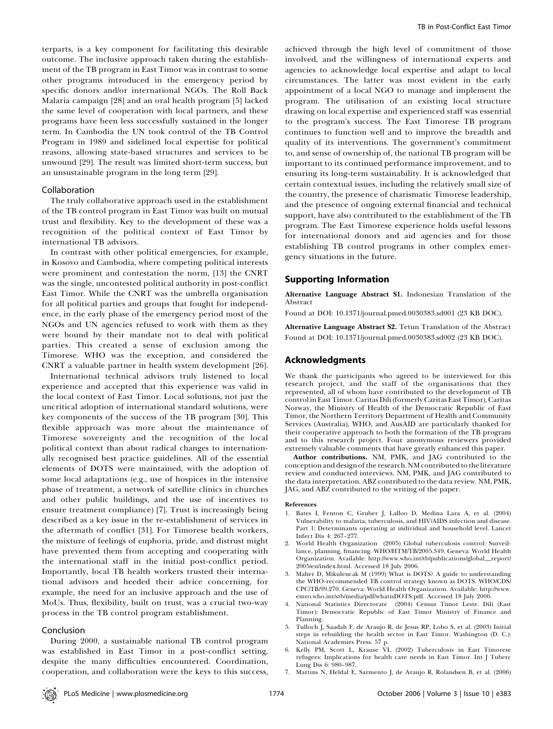terparts, is a key component for facilitating this desirable outcome. The inclusive approach taken during the establishment of the TB program in East Timor was in contrast to some other programs introduced in the emergency period by specific donors and/or international NGOs. The Roll Back Malaria campaign [28] and an oral health program [5] lacked the same level of cooperation with local partners, and these programs have been less successfully sustained in the longer term. In Cambodia the UN took control of the TB Control Program in 1989 and sidelined local expertise for political reasons, allowing state-based structures and services to be unwound [29]. The result was limited short-term success, but an unsustainable program in the long term [29].

### Collaboration

The truly collaborative approach used in the establishment of the TB control program in East Timor was built on mutual trust and flexibility. Key to the development of these was a recognition of the political context of East Timor by international TB advisors.

In contrast with other political emergencies, for example, in Kosovo and Cambodia, where competing political interests were prominent and contestation the norm, [13] the CNRT was the single, uncontested political authority in post-conflict East Timor. While the CNRT was the umbrella organisation for all political parties and groups that fought for independence, in the early phase of the emergency period most of the NGOs and UN agencies refused to work with them as they were bound by their mandate not to deal with political parties. This created a sense of exclusion among the Timorese. WHO was the exception, and considered the CNRT a valuable partner in health system development [26].

International technical advisors truly listened to local experience and accepted that this experience was valid in the local context of East Timor. Local solutions, not just the uncritical adoption of international standard solutions, were key components of the success of the TB program [30]. This flexible approach was more about the maintenance of Timorese sovereignty and the recognition of the local political context than about radical changes to internationally recognised best practice guidelines. All of the essential elements of DOTS were maintained, with the adoption of some local adaptations (e.g., use of hospices in the intensive phase of treatment, a network of satellite clinics in churches and other public buildings, and the use of incentives to ensure treatment compliance) [7]. Trust is increasingly being described as a key issue in the re-establishment of services in the aftermath of conflict [31]. For Timorese health workers, the mixture of feelings of euphoria, pride, and distrust might have prevented them from accepting and cooperating with the international staff in the initial post-conflict period. Importantly, local TB health workers trusted their international advisors and heeded their advice concerning, for example, the need for an inclusive approach and the use of MoUs. Thus, flexibility, built on trust, was a crucial two-way process in the TB control program establishment.

### Conclusion

During 2000, a sustainable national TB control program was established in East Timor in a post-conflict setting, despite the many difficulties encountered. Coordination, cooperation, and collaboration were the keys to this success, achieved through the high level of commitment of those involved, and the willingness of international experts and agencies to acknowledge local expertise and adapt to local circumstances. The latter was most evident in the early appointment of a local NGO to manage and implement the program. The utilisation of an existing local structure drawing on local expertise and experienced staff was essential to the program's success. The East Timorese TB program continues to function well and to improve the breadth and quality of its interventions. The government's commitment to, and sense of ownership of, the national TB program will be important to its continued performance improvement, and to ensuring its long-term sustainability. It is acknowledged that certain contextual issues, including the relatively small size of the country, the presence of charismatic Timorese leadership, and the presence of ongoing external financial and technical support, have also contributed to the establishment of the TB program. The East Timorese experience holds useful lessons for international donors and aid agencies and for those establishing TB control programs in other complex emergency situations in the future.

## Supporting Information

**Alternative Language Abstract S1.** Indonesian Translation of the Abstract

Found at DOI: 10.1371/journal.pmed.0030383.sd001 (23 KB DOC).

**Alternative Language Abstract S2.** Tetun Translation of the Abstract

Found at DOI: 10.1371/journal.pmed.0030383.sd002 (23 KB DOC).

## Acknowledgments

We thank the participants who agreed to be interviewed for this research project, and the staff of the organisations that they represented, all of whom have contributed to the development of TB control in East Timor. Caritas Dili (formerly Caritas East Timor), Caritas Norway, the Ministry of Health of the Democratic Republic of East Timor, the Northern Territory Department of Health and Community Services (Australia), WHO, and AusAID are particularly thanked for their cooperative approach to both the formation of the TB program and to this research project. Four anonymous reviewers provided extremely valuable comments that have greatly enhanced this paper.

**Author contributions.** NM, PMK, and JAG contributed to the conception and design of the research. NM contributed to the literature review and conducted interviews. NM, PMK, and JAG contributed to the data interpretation. ABZ contributed to the data review. NM, PMK, JAG, and ABZ contributed to the writing of the paper.

#### References

1. Bates I, Fenton C, Gruber J, Lalloo D, Medina Lara A, et al. (2004) Vulnerability to malaria, tuberculosis, and HIV/AIDS infection and disease. Part 1: Determinants operating at individual and household level. Lancet Infect Dis 4: 267–277.
2. World Health Organization (2005) Global tuberculosis control: Surveillance, planning, financing. WHO/HTM/TB/2005.349. Geneva: World Health Organization. Available: http://www.who.int/tb/publications/global_report/2005/en/index.html. Accessed 18 July 2006.
3. Maher D, Mikulencak M (1999) What is DOTS? A guide to understanding the WHO-recommended TB control strategy known as DOTS. WHO/CDS/CPC/TB/99.270. Geneva: World Health Organization. Available: http://www.emro.who.int/stb/media/pdf/whatisDOTS.pdf. Accessed 18 July 2006.
4. National Statistics Directorate (2004) Census Timor Leste. Dili (East Timor): Democratic Republic of East Timor Ministry of Finance and Planning.
5. Tulloch J, Saadah F, de Araujo R, de Jesus RP, Lobo S, et al. (2003) Initial steps in rebuilding the health sector in East Timor. Washington (D. C.): National Academies Press. 57 p.
6. Kelly PM, Scott L, Krause VL (2002) Tuberculosis in East Timorese refugees: Implications for health care needs in East Timor. Int J Tuberc Lung Dis 6: 980–987.
7. Martins N, Heldal E, Sarmento J, de Araujo R, Rolandsen B, et al. (2006)